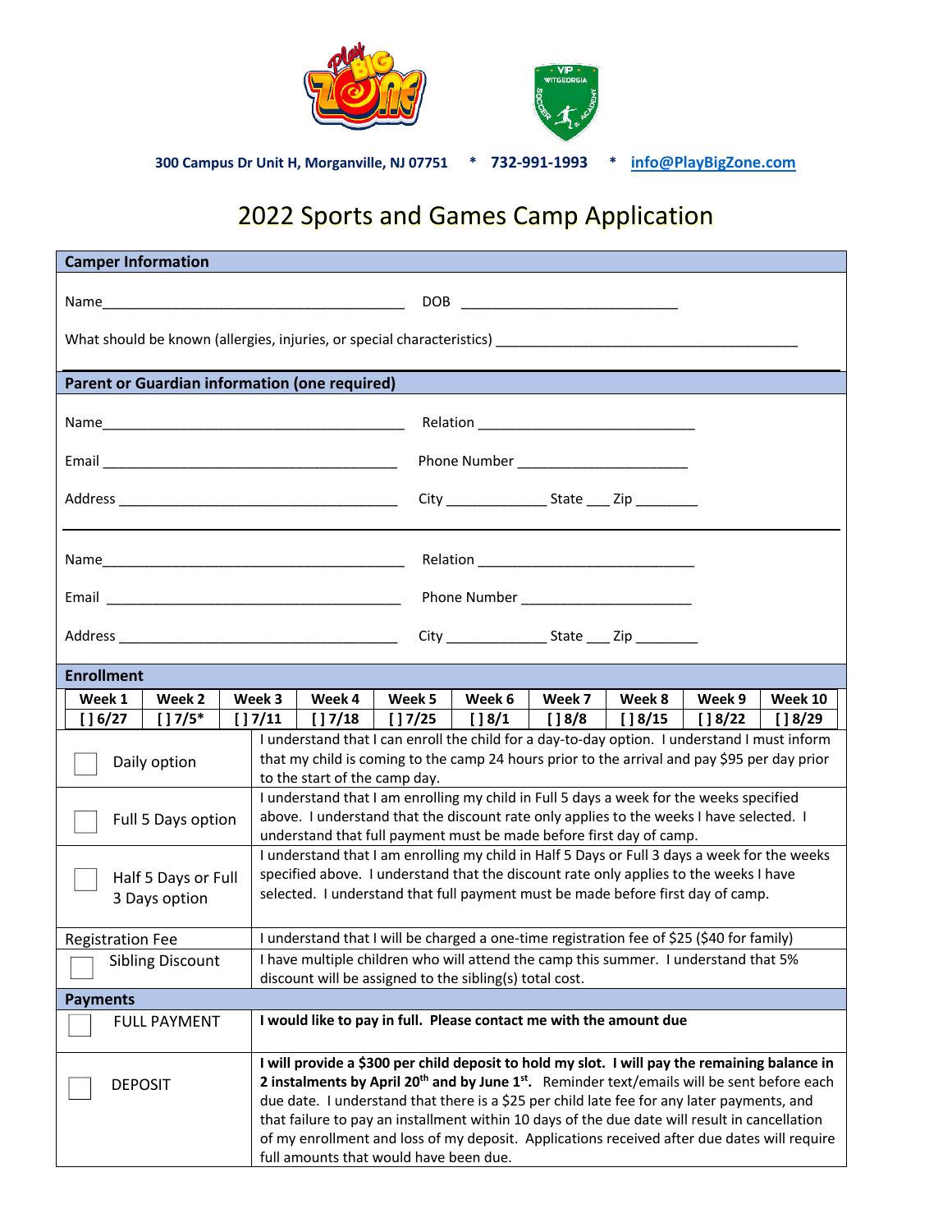300 Campus Dr Unit H, Morganville, NJ 07751 * 732-991-1993 * info@PlayBigZone.com

# 2022 Sports and Games Camp Application

## Camper Information

Name_________________________________________ DOB ______________________________

What should be known (allergies, injuries, or special characteristics) __________________________________________

## Parent or Guardian information (one required)

Name_________________________________________ Relation ______________________________

Email ________________________________________ Phone Number _______________________

Address ______________________________________ City _____________ State ___ Zip ________

Name_________________________________________ Relation ______________________________

Email ________________________________________ Phone Number _______________________

Address ______________________________________ City _____________ State ___ Zip ________

## Enrollment

| Week 1 | Week 2 | Week 3 | Week 4 | Week 5 | Week 6 | Week 7 | Week 8 | Week 9 | Week 10 |
|---|---|---|---|---|---|---|---|---|---|
| [ ] 6/27 | [ ] 7/5* | [ ] 7/11 | [ ] 7/18 | [ ] 7/25 | [ ] 8/1 | [ ] 8/8 | [ ] 8/15 | [ ] 8/22 | [ ] 8/29 |

| Option | Terms |
|---|---|
| ☐ Daily option | I understand that I can enroll the child for a day-to-day option. I understand I must inform that my child is coming to the camp 24 hours prior to the arrival and pay $95 per day prior to the start of the camp day. |
| ☐ Full 5 Days option | I understand that I am enrolling my child in Full 5 days a week for the weeks specified above. I understand that the discount rate only applies to the weeks I have selected. I understand that full payment must be made before first day of camp. |
| ☐ Half 5 Days or Full 3 Days option | I understand that I am enrolling my child in Half 5 Days or Full 3 days a week for the weeks specified above. I understand that the discount rate only applies to the weeks I have selected. I understand that full payment must be made before first day of camp. |
| Registration Fee | I understand that I will be charged a one-time registration fee of $25 ($40 for family) |
| ☐ Sibling Discount | I have multiple children who will attend the camp this summer. I understand that 5% discount will be assigned to the sibling(s) total cost. |

## Payments

| Option | Terms |
|---|---|
| ☐ FULL PAYMENT | **I would like to pay in full. Please contact me with the amount due** |
| ☐ DEPOSIT | **I will provide a $300 per child deposit to hold my slot. I will pay the remaining balance in 2 instalments by April 20th and by June 1st.** Reminder text/emails will be sent before each due date. I understand that there is a $25 per child late fee for any later payments, and that failure to pay an installment within 10 days of the due date will result in cancellation of my enrollment and loss of my deposit. Applications received after due dates will require full amounts that would have been due. |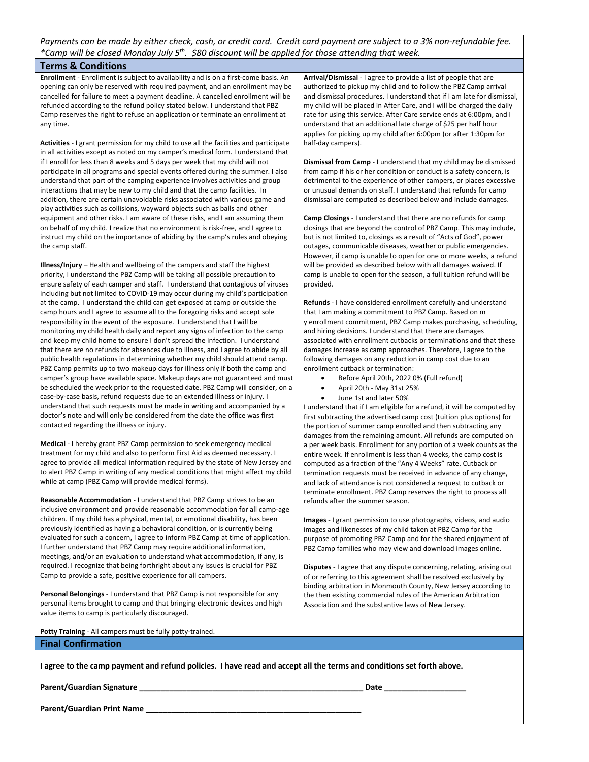*Payments can be made by either check, cash, or credit card. Credit card payment are subject to a 3% non-refundable fee. *Camp will be closed Monday July 5th. $80 discount will be applied for those attending that week.*

## Terms & Conditions

**Enrollment** - Enrollment is subject to availability and is on a first-come basis. An opening can only be reserved with required payment, and an enrollment may be cancelled for failure to meet a payment deadline. A cancelled enrollment will be refunded according to the refund policy stated below. I understand that PBZ Camp reserves the right to refuse an application or terminate an enrollment at any time.

**Activities** - I grant permission for my child to use all the facilities and participate in all activities except as noted on my camper's medical form. I understand that if I enroll for less than 8 weeks and 5 days per week that my child will not participate in all programs and special events offered during the summer. I also understand that part of the camping experience involves activities and group interactions that may be new to my child and that the camp facilities. In addition, there are certain unavoidable risks associated with various game and play activities such as collisions, wayward objects such as balls and other equipment and other risks. I am aware of these risks, and I am assuming them on behalf of my child. I realize that no environment is risk-free, and I agree to instruct my child on the importance of abiding by the camp's rules and obeying the camp staff.

**Illness/Injury** – Health and wellbeing of the campers and staff the highest priority, I understand the PBZ Camp will be taking all possible precaution to ensure safety of each camper and staff. I understand that contagious of viruses including but not limited to COVID-19 may occur during my child's participation at the camp. I understand the child can get exposed at camp or outside the camp hours and I agree to assume all to the foregoing risks and accept sole responsibility in the event of the exposure. I understand that I will be monitoring my child health daily and report any signs of infection to the camp and keep my child home to ensure I don't spread the infection. I understand that there are no refunds for absences due to illness, and I agree to abide by all public health regulations in determining whether my child should attend camp. PBZ Camp permits up to two makeup days for illness only if both the camp and camper's group have available space. Makeup days are not guaranteed and must be scheduled the week prior to the requested date. PBZ Camp will consider, on a case-by-case basis, refund requests due to an extended illness or injury. I understand that such requests must be made in writing and accompanied by a doctor's note and will only be considered from the date the office was first contacted regarding the illness or injury.

**Medical** - I hereby grant PBZ Camp permission to seek emergency medical treatment for my child and also to perform First Aid as deemed necessary. I agree to provide all medical information required by the state of New Jersey and to alert PBZ Camp in writing of any medical conditions that might affect my child while at camp (PBZ Camp will provide medical forms).

**Reasonable Accommodation** - I understand that PBZ Camp strives to be an inclusive environment and provide reasonable accommodation for all camp-age children. If my child has a physical, mental, or emotional disability, has been previously identified as having a behavioral condition, or is currently being evaluated for such a concern, I agree to inform PBZ Camp at time of application. I further understand that PBZ Camp may require additional information, meetings, and/or an evaluation to understand what accommodation, if any, is required. I recognize that being forthright about any issues is crucial for PBZ Camp to provide a safe, positive experience for all campers.

**Personal Belongings** - I understand that PBZ Camp is not responsible for any personal items brought to camp and that bringing electronic devices and high value items to camp is particularly discouraged.

**Potty Training** - All campers must be fully potty-trained.

**Arrival/Dismissal** - I agree to provide a list of people that are authorized to pickup my child and to follow the PBZ Camp arrival and dismissal procedures. I understand that if I am late for dismissal, my child will be placed in After Care, and I will be charged the daily rate for using this service. After Care service ends at 6:00pm, and I understand that an additional late charge of $25 per half hour applies for picking up my child after 6:00pm (or after 1:30pm for half-day campers).

**Dismissal from Camp** - I understand that my child may be dismissed from camp if his or her condition or conduct is a safety concern, is detrimental to the experience of other campers, or places excessive or unusual demands on staff. I understand that refunds for camp dismissal are computed as described below and include damages.

**Camp Closings** - I understand that there are no refunds for camp closings that are beyond the control of PBZ Camp. This may include, but is not limited to, closings as a result of "Acts of God", power outages, communicable diseases, weather or public emergencies. However, if camp is unable to open for one or more weeks, a refund will be provided as described below with all damages waived. If camp is unable to open for the season, a full tuition refund will be provided.

**Refunds** - I have considered enrollment carefully and understand that I am making a commitment to PBZ Camp. Based on m y enrollment commitment, PBZ Camp makes purchasing, scheduling, and hiring decisions. I understand that there are damages associated with enrollment cutbacks or terminations and that these damages increase as camp approaches. Therefore, I agree to the following damages on any reduction in camp cost due to an enrollment cutback or termination:

- Before April 20th, 2022 0% (Full refund)
- April 20th - May 31st 25%
- June 1st and later 50%

I understand that if I am eligible for a refund, it will be computed by first subtracting the advertised camp cost (tuition plus options) for the portion of summer camp enrolled and then subtracting any damages from the remaining amount. All refunds are computed on a per week basis. Enrollment for any portion of a week counts as the entire week. If enrollment is less than 4 weeks, the camp cost is computed as a fraction of the "Any 4 Weeks" rate. Cutback or termination requests must be received in advance of any change, and lack of attendance is not considered a request to cutback or terminate enrollment. PBZ Camp reserves the right to process all refunds after the summer season.

**Images** - I grant permission to use photographs, videos, and audio images and likenesses of my child taken at PBZ Camp for the purpose of promoting PBZ Camp and for the shared enjoyment of PBZ Camp families who may view and download images online.

**Disputes** - I agree that any dispute concerning, relating, arising out of or referring to this agreement shall be resolved exclusively by binding arbitration in Monmouth County, New Jersey according to the then existing commercial rules of the American Arbitration Association and the substantive laws of New Jersey.

## Final Confirmation

**I agree to the camp payment and refund policies. I have read and accept all the terms and conditions set forth above.**

**Parent/Guardian Signature** ____________________________________________________ **Date** __________________

**Parent/Guardian Print Name** ________________________________________________